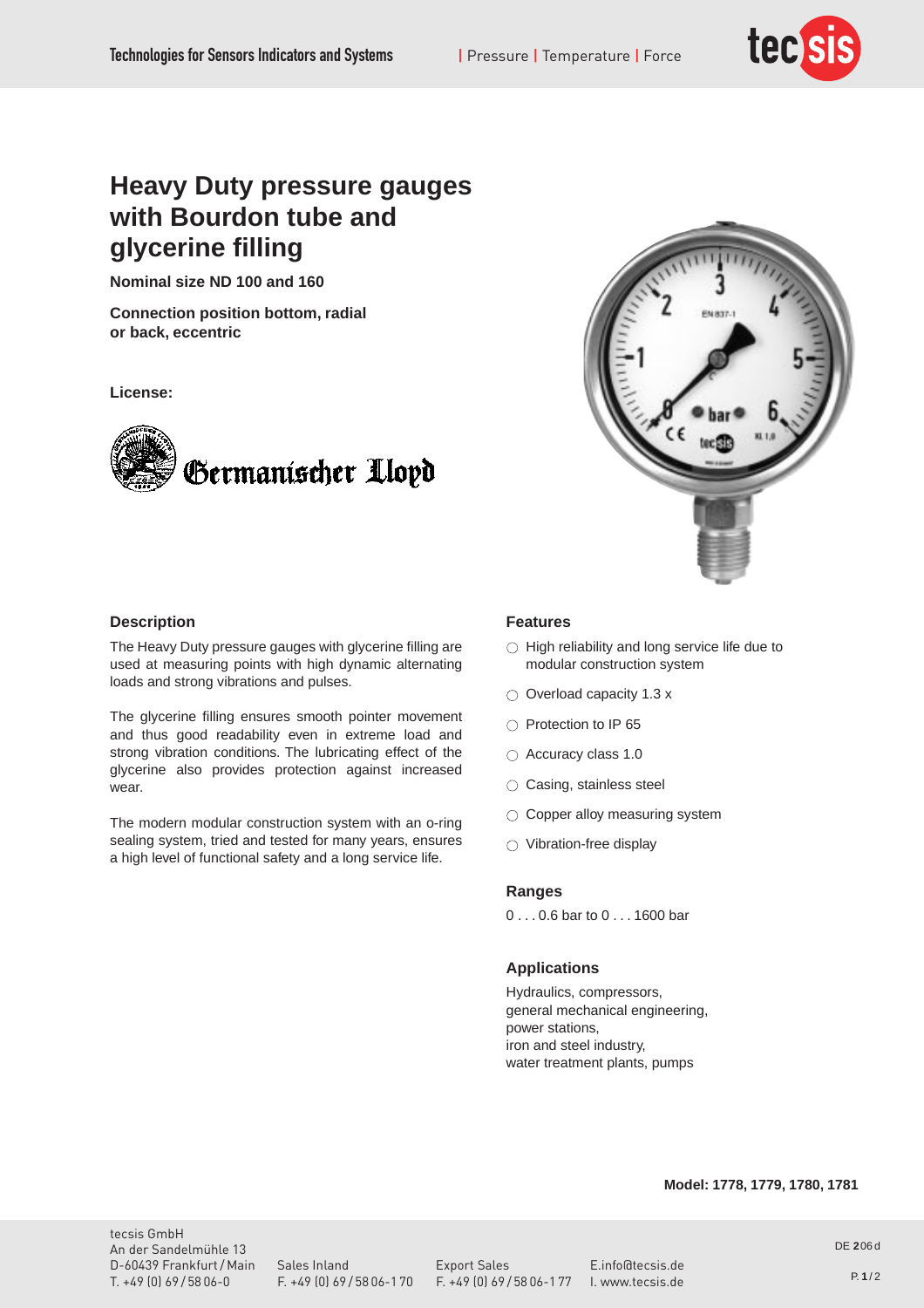# Heavy Duty pressure gauges with Bourdon tube and glycerine filling

**Nominal size ND 100 and 160**

**Connection position bottom, radial or back, eccentric**

**License:**

Germanischer Lloyd

## Description

The Heavy Duty pressure gauges with glycerine filling are used at measuring points with high dynamic alternating loads and strong vibrations and pulses.

The glycerine filling ensures smooth pointer movement and thus good readability even in extreme load and strong vibration conditions. The lubricating effect of the glycerine also provides protection against increased wear.

The modern modular construction system with an o-ring sealing system, tried and tested for many years, ensures a high level of functional safety and a long service life.

## Features

- High reliability and long service life due to modular construction system
- Overload capacity 1.3 x
- Protection to IP 65
- Accuracy class 1.0
- Casing, stainless steel
- Copper alloy measuring system
- Vibration-free display

## Ranges

0 . . . 0.6 bar to 0 . . . 1600 bar

## Applications

Hydraulics, compressors,
general mechanical engineering,
power stations,
iron and steel industry,
water treatment plants, pumps

**Model: 1778, 1779, 1780, 1781**

tecsis GmbH
An der Sandelmühle 13
D-60439 Frankfurt / Main
T. +49 (0) 69 / 58 06-0

Sales Inland
F. +49 (0) 69 / 58 06-1 70

Export Sales
F. +49 (0) 69 / 58 06-1 77

E.info@tecsis.de
I. www.tecsis.de

DE 206 d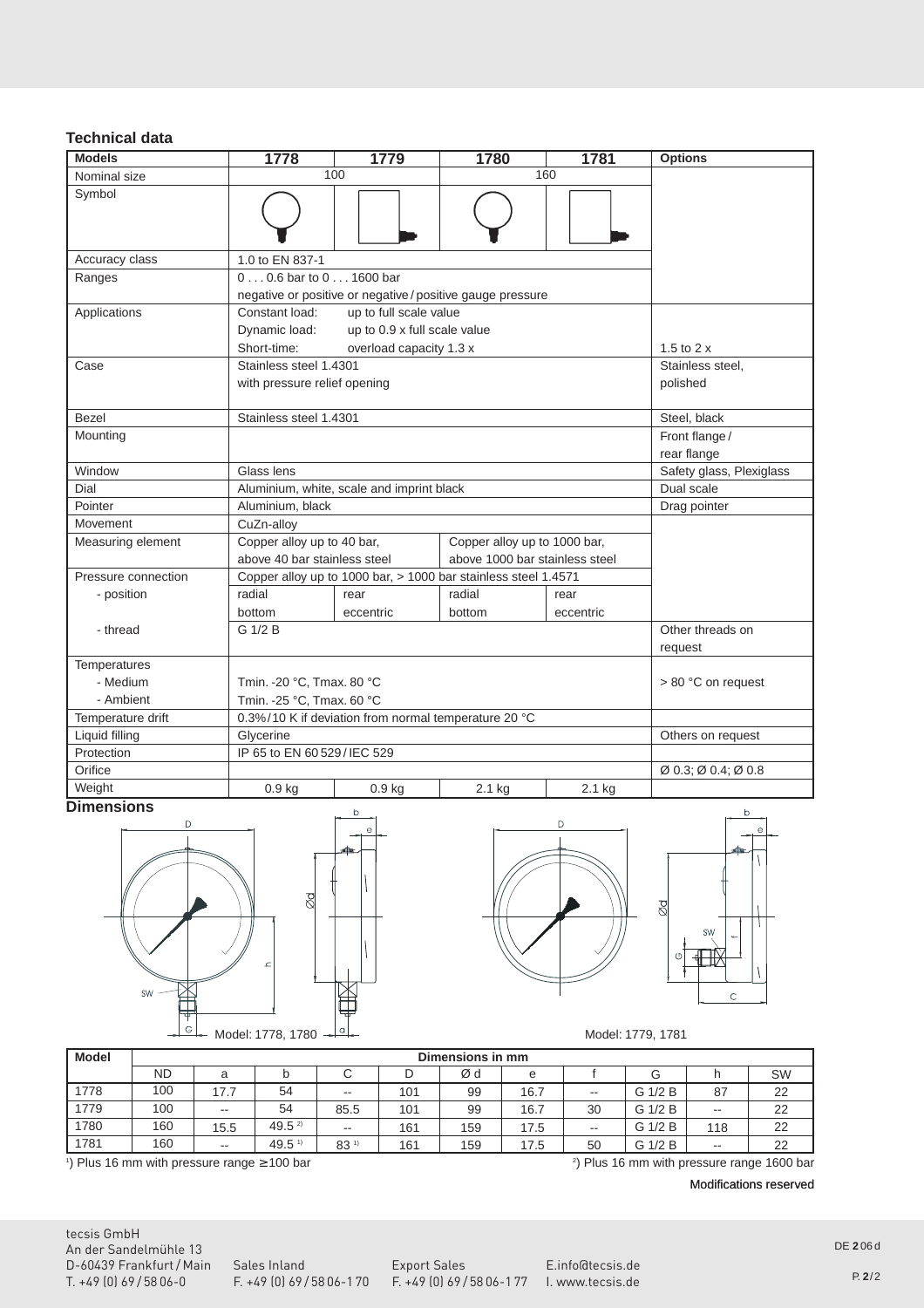## Technical data

| Models | 1778 | 1779 | 1780 | 1781 | Options |
|---|---|---|---|---|---|
| Nominal size | 100 | | 160 | | |
| Symbol | | | | | |
| Accuracy class | 1.0 to EN 837-1 | | | | |
| Ranges | 0 . . . 0.6 bar to 0 . . . 1600 bar<br>negative or positive or negative / positive gauge pressure | | | | |
| Applications | Constant load: up to full scale value<br>Dynamic load: up to 0.9 x full scale value<br>Short-time: overload capacity 1.3 x | | | | 1.5 to 2 x |
| Case | Stainless steel 1.4301<br>with pressure relief opening | | | | Stainless steel, polished |
| Bezel | Stainless steel 1.4301 | | | | Steel, black |
| Mounting | | | | | Front flange / rear flange |
| Window | Glass lens | | | | Safety glass, Plexiglass |
| Dial | Aluminium, white, scale and imprint black | | | | Dual scale |
| Pointer | Aluminium, black | | | | Drag pointer |
| Movement | CuZn-alloy | | | | |
| Measuring element | Copper alloy up to 40 bar, above 40 bar stainless steel | | Copper alloy up to 1000 bar, above 1000 bar stainless steel | | |
| Pressure connection | Copper alloy up to 1000 bar, > 1000 bar stainless steel 1.4571 | | | | |
| - position | radial bottom | rear eccentric | radial bottom | rear eccentric | |
| - thread | G 1/2 B | | | | Other threads on request |
| Temperatures<br>- Medium<br>- Ambient | Tmin. -20 °C, Tmax. 80 °C<br>Tmin. -25 °C, Tmax. 60 °C | | | | > 80 °C on request |
| Temperature drift | 0.3% / 10 K if deviation from normal temperature 20 °C | | | | |
| Liquid filling | Glycerine | | | | Others on request |
| Protection | IP 65 to EN 60 529 / IEC 529 | | | | |
| Orifice | | | | | Ø 0.3; Ø 0.4; Ø 0.8 |
| Weight | 0.9 kg | 0.9 kg | 2.1 kg | 2.1 kg | |

## Dimensions

Model: 1778, 1780

Model: 1779, 1781

| Model | Dimensions in mm | | | | | | | | | | |
|---|---|---|---|---|---|---|---|---|---|---|---|
| | ND | a | b | C | D | Ø d | e | f | G | h | SW |
| 1778 | 100 | 17.7 | 54 | -- | 101 | 99 | 16.7 | -- | G 1/2 B | 87 | 22 |
| 1779 | 100 | -- | 54 | 85.5 | 101 | 99 | 16.7 | 30 | G 1/2 B | -- | 22 |
| 1780 | 160 | 15.5 | 49.5 [2] | -- | 161 | 159 | 17.5 | -- | G 1/2 B | 118 | 22 |
| 1781 | 160 | -- | 49.5 [1] | 83 [1] | 161 | 159 | 17.5 | 50 | G 1/2 B | -- | 22 |

[1]) Plus 16 mm with pressure range ≥ 100 bar

[2]) Plus 16 mm with pressure range 1600 bar

Modifications reserved

tecsis GmbH
An der Sandelmühle 13
D-60439 Frankfurt / Main
T. +49 (0) 69 / 58 06-0

Sales Inland
F. +49 (0) 69 / 58 06-1 70

Export Sales
F. +49 (0) 69 / 58 06-1 77

E.info@tecsis.de
I. www.tecsis.de

DE 2 06 d